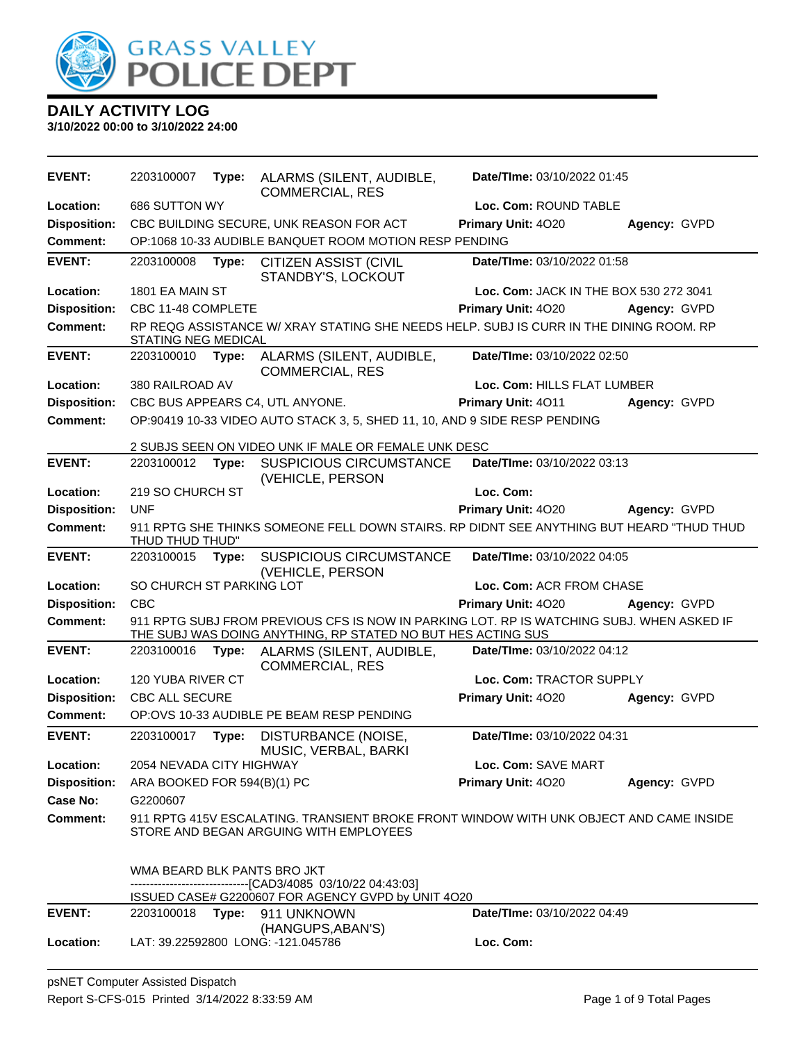GRASS VALLEY POLICE DEPT

# DAILY ACTIVITY LOG

**3/10/2022 00:00 to 3/10/2022 24:00**

| | | | | |
|---|---|---|---|---|
| **EVENT:** | 2203100007 **Type:** ALARMS (SILENT, AUDIBLE, COMMERCIAL, RES | **Date/TIme:** 03/10/2022 01:45 | | |
| **Location:** | 686 SUTTON WY | **Loc. Com:** ROUND TABLE | | |
| **Disposition:** | CBC BUILDING SECURE, UNK REASON FOR ACT | **Primary Unit:** 4O20 | **Agency:** GVPD | |
| **Comment:** | OP:1068 10-33 AUDIBLE BANQUET ROOM MOTION RESP PENDING | | | |

| | | | | |
|---|---|---|---|---|
| **EVENT:** | 2203100008 **Type:** CITIZEN ASSIST (CIVIL STANDBY'S, LOCKOUT | **Date/TIme:** 03/10/2022 01:58 | | |
| **Location:** | 1801 EA MAIN ST | **Loc. Com:** JACK IN THE BOX 530 272 3041 | | |
| **Disposition:** | CBC 11-48 COMPLETE | **Primary Unit:** 4O20 | **Agency:** GVPD | |
| **Comment:** | RP REQG ASSISTANCE W/ XRAY STATING SHE NEEDS HELP. SUBJ IS CURR IN THE DINING ROOM. RP STATING NEG MEDICAL | | | |

| | | | | |
|---|---|---|---|---|
| **EVENT:** | 2203100010 **Type:** ALARMS (SILENT, AUDIBLE, COMMERCIAL, RES | **Date/TIme:** 03/10/2022 02:50 | | |
| **Location:** | 380 RAILROAD AV | **Loc. Com:** HILLS FLAT LUMBER | | |
| **Disposition:** | CBC BUS APPEARS C4, UTL ANYONE. | **Primary Unit:** 4O11 | **Agency:** GVPD | |
| **Comment:** | OP:90419 10-33 VIDEO AUTO STACK 3, 5, SHED 11, 10, AND 9 SIDE RESP PENDING<br><br>2 SUBJS SEEN ON VIDEO UNK IF MALE OR FEMALE UNK DESC | | | |

| | | | | |
|---|---|---|---|---|
| **EVENT:** | 2203100012 **Type:** SUSPICIOUS CIRCUMSTANCE (VEHICLE, PERSON | **Date/TIme:** 03/10/2022 03:13 | | |
| **Location:** | 219 SO CHURCH ST | **Loc. Com:** | | |
| **Disposition:** | UNF | **Primary Unit:** 4O20 | **Agency:** GVPD | |
| **Comment:** | 911 RPTG SHE THINKS SOMEONE FELL DOWN STAIRS. RP DIDNT SEE ANYTHING BUT HEARD "THUD THUD THUD THUD THUD" | | | |

| | | | | |
|---|---|---|---|---|
| **EVENT:** | 2203100015 **Type:** SUSPICIOUS CIRCUMSTANCE (VEHICLE, PERSON | **Date/TIme:** 03/10/2022 04:05 | | |
| **Location:** | SO CHURCH ST PARKING LOT | **Loc. Com:** ACR FROM CHASE | | |
| **Disposition:** | CBC | **Primary Unit:** 4O20 | **Agency:** GVPD | |
| **Comment:** | 911 RPTG SUBJ FROM PREVIOUS CFS IS NOW IN PARKING LOT. RP IS WATCHING SUBJ. WHEN ASKED IF THE SUBJ WAS DOING ANYTHING, RP STATED NO BUT HES ACTING SUS | | | |

| | | | | |
|---|---|---|---|---|
| **EVENT:** | 2203100016 **Type:** ALARMS (SILENT, AUDIBLE, COMMERCIAL, RES | **Date/TIme:** 03/10/2022 04:12 | | |
| **Location:** | 120 YUBA RIVER CT | **Loc. Com:** TRACTOR SUPPLY | | |
| **Disposition:** | CBC ALL SECURE | **Primary Unit:** 4O20 | **Agency:** GVPD | |
| **Comment:** | OP:OVS 10-33 AUDIBLE PE BEAM RESP PENDING | | | |

| | | | | |
|---|---|---|---|---|
| **EVENT:** | 2203100017 **Type:** DISTURBANCE (NOISE, MUSIC, VERBAL, BARKI | **Date/TIme:** 03/10/2022 04:31 | | |
| **Location:** | 2054 NEVADA CITY HIGHWAY | **Loc. Com:** SAVE MART | | |
| **Disposition:** | ARA BOOKED FOR 594(B)(1) PC | **Primary Unit:** 4O20 | **Agency:** GVPD | |
| **Case No:** | G2200607 | | | |
| **Comment:** | 911 RPTG 415V ESCALATING. TRANSIENT BROKE FRONT WINDOW WITH UNK OBJECT AND CAME INSIDE STORE AND BEGAN ARGUING WITH EMPLOYEES<br><br>WMA BEARD BLK PANTS BRO JKT<br>-------------------------------[CAD3/4085 03/10/22 04:43:03]<br>ISSUED CASE# G2200607 FOR AGENCY GVPD by UNIT 4O20 | | | |

| | | | | |
|---|---|---|---|---|
| **EVENT:** | 2203100018 **Type:** 911 UNKNOWN (HANGUPS,ABAN'S) | **Date/TIme:** 03/10/2022 04:49 | | |
| **Location:** | LAT: 39.22592800 LONG: -121.045786 | **Loc. Com:** | | |

psNET Computer Assisted Dispatch
Report S-CFS-015 Printed 3/14/2022 8:33:59 AM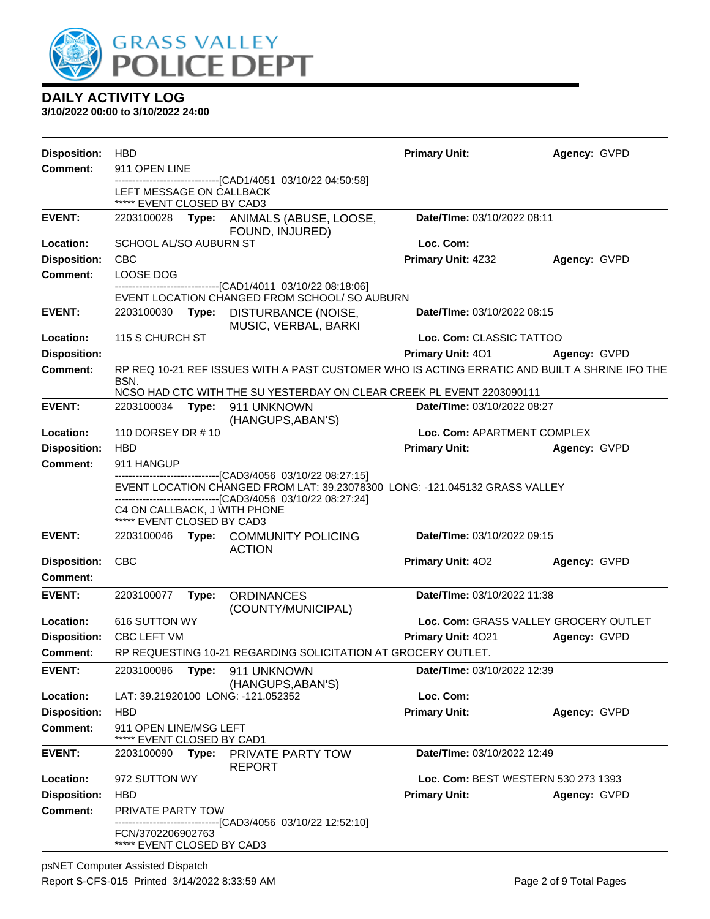# GRASS VALLEY POLICE DEPT

## DAILY ACTIVITY LOG

**3/10/2022 00:00 to 3/10/2022 24:00**

**Disposition:** HBD **Primary Unit:** **Agency:** GVPD
**Comment:** 911 OPEN LINE
------------------------------[CAD1/4051 03/10/22 04:50:58]
LEFT MESSAGE ON CALLBACK
***** EVENT CLOSED BY CAD3

---

**EVENT:** 2203100028 **Type:** ANIMALS (ABUSE, LOOSE, FOUND, INJURED) **Date/TIme:** 03/10/2022 08:11
**Location:** SCHOOL AL/SO AUBURN ST **Loc. Com:**
**Disposition:** CBC **Primary Unit:** 4Z32 **Agency:** GVPD
**Comment:** LOOSE DOG
------------------------------[CAD1/4011 03/10/22 08:18:06]
EVENT LOCATION CHANGED FROM SCHOOL/ SO AUBURN

---

**EVENT:** 2203100030 **Type:** DISTURBANCE (NOISE, MUSIC, VERBAL, BARKI **Date/TIme:** 03/10/2022 08:15
**Location:** 115 S CHURCH ST **Loc. Com:** CLASSIC TATTOO
**Disposition:** **Primary Unit:** 4O1 **Agency:** GVPD
**Comment:** RP REQ 10-21 REF ISSUES WITH A PAST CUSTOMER WHO IS ACTING ERRATIC AND BUILT A SHRINE IFO THE BSN.
NCSO HAD CTC WITH THE SU YESTERDAY ON CLEAR CREEK PL EVENT 2203090111

---

**EVENT:** 2203100034 **Type:** 911 UNKNOWN (HANGUPS,ABAN'S) **Date/TIme:** 03/10/2022 08:27
**Location:** 110 DORSEY DR # 10 **Loc. Com:** APARTMENT COMPLEX
**Disposition:** HBD **Primary Unit:** **Agency:** GVPD
**Comment:** 911 HANGUP
------------------------------[CAD3/4056 03/10/22 08:27:15]
EVENT LOCATION CHANGED FROM LAT: 39.23078300 LONG: -121.045132 GRASS VALLEY
------------------------------[CAD3/4056 03/10/22 08:27:24]
C4 ON CALLBACK, J WITH PHONE
***** EVENT CLOSED BY CAD3

---

**EVENT:** 2203100046 **Type:** COMMUNITY POLICING ACTION **Date/TIme:** 03/10/2022 09:15
**Disposition:** CBC **Primary Unit:** 4O2 **Agency:** GVPD
**Comment:**

---

**EVENT:** 2203100077 **Type:** ORDINANCES (COUNTY/MUNICIPAL) **Date/TIme:** 03/10/2022 11:38
**Location:** 616 SUTTON WY **Loc. Com:** GRASS VALLEY GROCERY OUTLET
**Disposition:** CBC LEFT VM **Primary Unit:** 4O21 **Agency:** GVPD
**Comment:** RP REQUESTING 10-21 REGARDING SOLICITATION AT GROCERY OUTLET.

---

**EVENT:** 2203100086 **Type:** 911 UNKNOWN (HANGUPS,ABAN'S) **Date/TIme:** 03/10/2022 12:39
**Location:** LAT: 39.21920100 LONG: -121.052352 **Loc. Com:**
**Disposition:** HBD **Primary Unit:** **Agency:** GVPD
**Comment:** 911 OPEN LINE/MSG LEFT
***** EVENT CLOSED BY CAD1

---

**EVENT:** 2203100090 **Type:** PRIVATE PARTY TOW REPORT **Date/TIme:** 03/10/2022 12:49
**Location:** 972 SUTTON WY **Loc. Com:** BEST WESTERN 530 273 1393
**Disposition:** HBD **Primary Unit:** **Agency:** GVPD
**Comment:** PRIVATE PARTY TOW
------------------------------[CAD3/4056 03/10/22 12:52:10]
FCN/3702206902763
***** EVENT CLOSED BY CAD3

---

psNET Computer Assisted Dispatch
Report S-CFS-015 Printed 3/14/2022 8:33:59 AM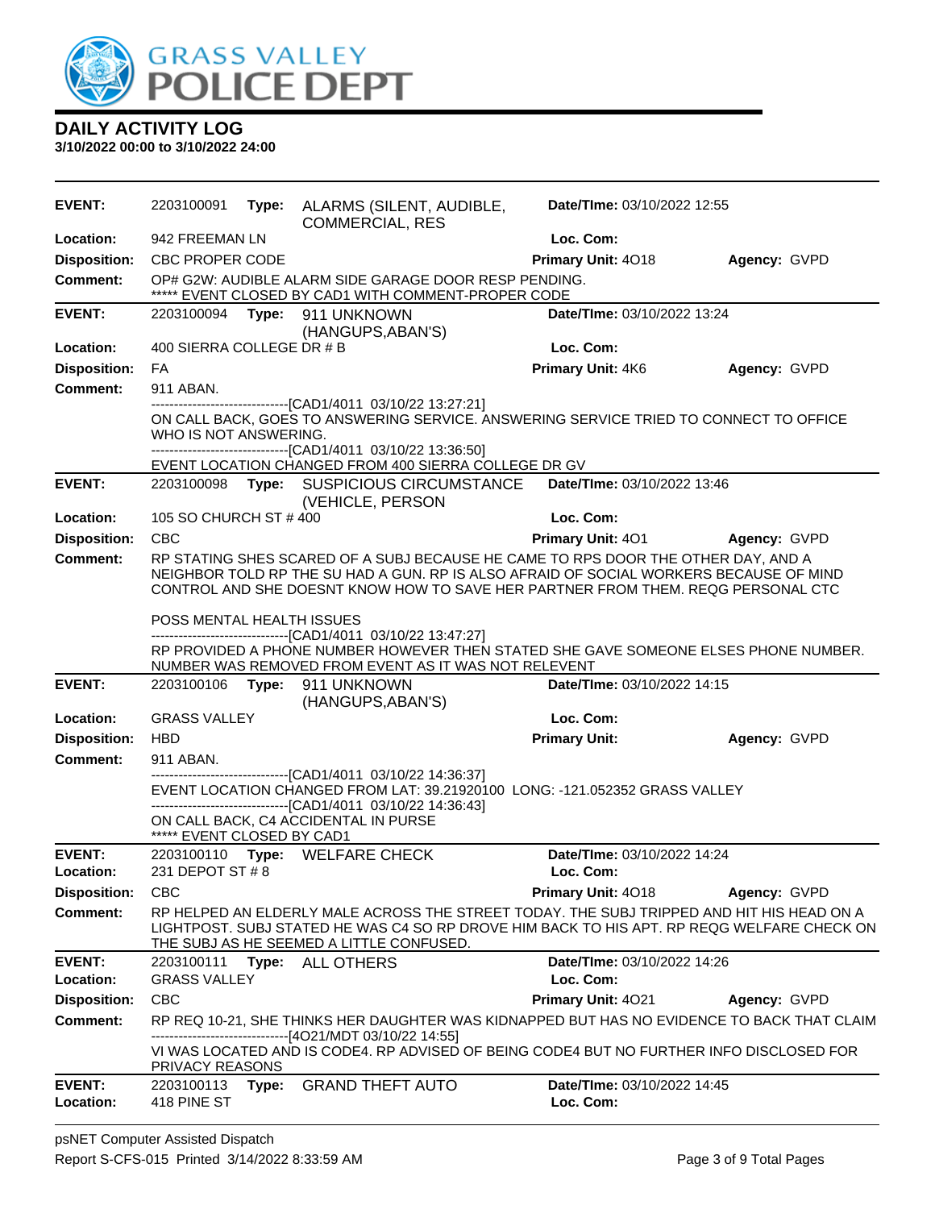# GRASS VALLEY POLICE DEPT

## DAILY ACTIVITY LOG

**3/10/2022 00:00 to 3/10/2022 24:00**

---

**EVENT:** 2203100091 **Type:** ALARMS (SILENT, AUDIBLE, COMMERCIAL, RES **Date/TIme:** 03/10/2022 12:55
**Location:** 942 FREEMAN LN **Loc. Com:**
**Disposition:** CBC PROPER CODE **Primary Unit:** 4O18 **Agency:** GVPD
**Comment:** OP# G2W: AUDIBLE ALARM SIDE GARAGE DOOR RESP PENDING.
***** EVENT CLOSED BY CAD1 WITH COMMENT-PROPER CODE

---

**EVENT:** 2203100094 **Type:** 911 UNKNOWN (HANGUPS,ABAN'S) **Date/TIme:** 03/10/2022 13:24
**Location:** 400 SIERRA COLLEGE DR # B **Loc. Com:**
**Disposition:** FA **Primary Unit:** 4K6 **Agency:** GVPD
**Comment:** 911 ABAN.
------------------------------[CAD1/4011 03/10/22 13:27:21]
ON CALL BACK, GOES TO ANSWERING SERVICE. ANSWERING SERVICE TRIED TO CONNECT TO OFFICE WHO IS NOT ANSWERING.
------------------------------[CAD1/4011 03/10/22 13:36:50]
EVENT LOCATION CHANGED FROM 400 SIERRA COLLEGE DR GV

---

**EVENT:** 2203100098 **Type:** SUSPICIOUS CIRCUMSTANCE (VEHICLE, PERSON **Date/TIme:** 03/10/2022 13:46
**Location:** 105 SO CHURCH ST # 400 **Loc. Com:**
**Disposition:** CBC **Primary Unit:** 4O1 **Agency:** GVPD
**Comment:** RP STATING SHES SCARED OF A SUBJ BECAUSE HE CAME TO RPS DOOR THE OTHER DAY, AND A NEIGHBOR TOLD RP THE SU HAD A GUN. RP IS ALSO AFRAID OF SOCIAL WORKERS BECAUSE OF MIND CONTROL AND SHE DOESNT KNOW HOW TO SAVE HER PARTNER FROM THEM. REQG PERSONAL CTC

POSS MENTAL HEALTH ISSUES
------------------------------[CAD1/4011 03/10/22 13:47:27]
RP PROVIDED A PHONE NUMBER HOWEVER THEN STATED SHE GAVE SOMEONE ELSES PHONE NUMBER. NUMBER WAS REMOVED FROM EVENT AS IT WAS NOT RELEVENT

---

**EVENT:** 2203100106 **Type:** 911 UNKNOWN (HANGUPS,ABAN'S) **Date/TIme:** 03/10/2022 14:15
**Location:** GRASS VALLEY **Loc. Com:**
**Disposition:** HBD **Primary Unit:** **Agency:** GVPD
**Comment:** 911 ABAN.
------------------------------[CAD1/4011 03/10/22 14:36:37]
EVENT LOCATION CHANGED FROM LAT: 39.21920100 LONG: -121.052352 GRASS VALLEY
------------------------------[CAD1/4011 03/10/22 14:36:43]
ON CALL BACK, C4 ACCIDENTAL IN PURSE
***** EVENT CLOSED BY CAD1

---

**EVENT:** 2203100110 **Type:** WELFARE CHECK **Date/TIme:** 03/10/2022 14:24
**Location:** 231 DEPOT ST # 8 **Loc. Com:**
**Disposition:** CBC **Primary Unit:** 4O18 **Agency:** GVPD
**Comment:** RP HELPED AN ELDERLY MALE ACROSS THE STREET TODAY. THE SUBJ TRIPPED AND HIT HIS HEAD ON A LIGHTPOST. SUBJ STATED HE WAS C4 SO RP DROVE HIM BACK TO HIS APT. RP REQG WELFARE CHECK ON THE SUBJ AS HE SEEMED A LITTLE CONFUSED.

---

**EVENT:** 2203100111 **Type:** ALL OTHERS **Date/TIme:** 03/10/2022 14:26
**Location:** GRASS VALLEY **Loc. Com:**
**Disposition:** CBC **Primary Unit:** 4O21 **Agency:** GVPD
**Comment:** RP REQ 10-21, SHE THINKS HER DAUGHTER WAS KIDNAPPED BUT HAS NO EVIDENCE TO BACK THAT CLAIM
------------------------------[4O21/MDT 03/10/22 14:55]
VI WAS LOCATED AND IS CODE4. RP ADVISED OF BEING CODE4 BUT NO FURTHER INFO DISCLOSED FOR PRIVACY REASONS

---

**EVENT:** 2203100113 **Type:** GRAND THEFT AUTO **Date/TIme:** 03/10/2022 14:45
**Location:** 418 PINE ST **Loc. Com:**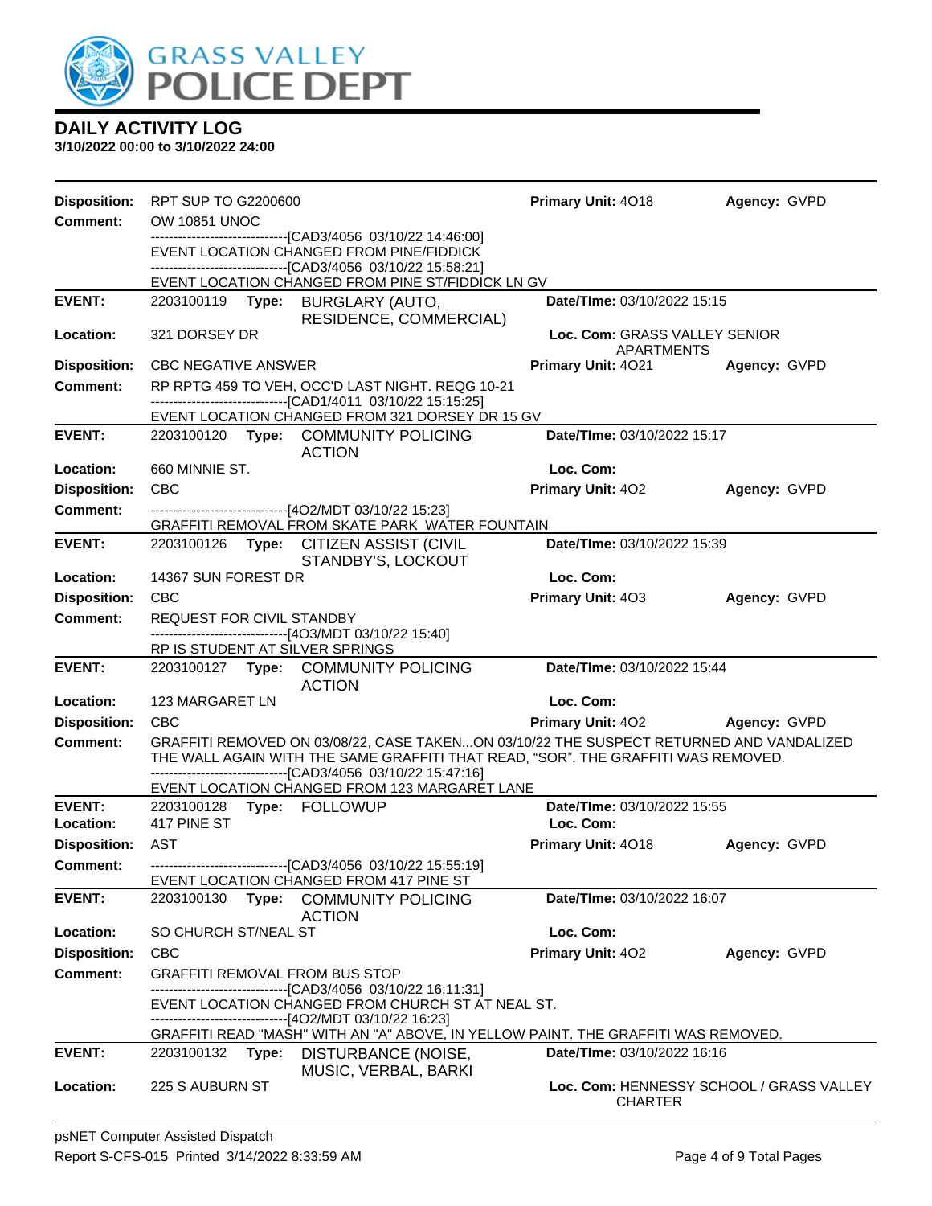# GRASS VALLEY POLICE DEPT

## DAILY ACTIVITY LOG

**3/10/2022 00:00 to 3/10/2022 24:00**

**Disposition:** RPT SUP TO G2200600 **Primary Unit:** 4O18 **Agency:** GVPD
**Comment:** OW 10851 UNOC
------------------------------[CAD3/4056 03/10/22 14:46:00]
EVENT LOCATION CHANGED FROM PINE/FIDDICK
------------------------------[CAD3/4056 03/10/22 15:58:21]
EVENT LOCATION CHANGED FROM PINE ST/FIDDICK LN GV

---

**EVENT:** 2203100119 **Type:** BURGLARY (AUTO, RESIDENCE, COMMERCIAL) **Date/TIme:** 03/10/2022 15:15
**Location:** 321 DORSEY DR **Loc. Com:** GRASS VALLEY SENIOR APARTMENTS
**Disposition:** CBC NEGATIVE ANSWER **Primary Unit:** 4O21 **Agency:** GVPD
**Comment:** RP RPTG 459 TO VEH, OCC'D LAST NIGHT. REQG 10-21
------------------------------[CAD1/4011 03/10/22 15:15:25]
EVENT LOCATION CHANGED FROM 321 DORSEY DR 15 GV

---

**EVENT:** 2203100120 **Type:** COMMUNITY POLICING ACTION **Date/TIme:** 03/10/2022 15:17
**Location:** 660 MINNIE ST. **Loc. Com:**
**Disposition:** CBC **Primary Unit:** 4O2 **Agency:** GVPD
**Comment:** ------------------------------[4O2/MDT 03/10/22 15:23]
GRAFFITI REMOVAL FROM SKATE PARK WATER FOUNTAIN

---

**EVENT:** 2203100126 **Type:** CITIZEN ASSIST (CIVIL STANDBY'S, LOCKOUT **Date/TIme:** 03/10/2022 15:39
**Location:** 14367 SUN FOREST DR **Loc. Com:**
**Disposition:** CBC **Primary Unit:** 4O3 **Agency:** GVPD
**Comment:** REQUEST FOR CIVIL STANDBY
------------------------------[4O3/MDT 03/10/22 15:40]
RP IS STUDENT AT SILVER SPRINGS

---

**EVENT:** 2203100127 **Type:** COMMUNITY POLICING ACTION **Date/TIme:** 03/10/2022 15:44
**Location:** 123 MARGARET LN **Loc. Com:**
**Disposition:** CBC **Primary Unit:** 4O2 **Agency:** GVPD
**Comment:** GRAFFITI REMOVED ON 03/08/22, CASE TAKEN...ON 03/10/22 THE SUSPECT RETURNED AND VANDALIZED THE WALL AGAIN WITH THE SAME GRAFFITI THAT READ, "SOR". THE GRAFFITI WAS REMOVED.
------------------------------[CAD3/4056 03/10/22 15:47:16]
EVENT LOCATION CHANGED FROM 123 MARGARET LANE

---

**EVENT:** 2203100128 **Type:** FOLLOWUP **Date/TIme:** 03/10/2022 15:55
**Location:** 417 PINE ST **Loc. Com:**
**Disposition:** AST **Primary Unit:** 4O18 **Agency:** GVPD
**Comment:** ------------------------------[CAD3/4056 03/10/22 15:55:19]
EVENT LOCATION CHANGED FROM 417 PINE ST

---

**EVENT:** 2203100130 **Type:** COMMUNITY POLICING ACTION **Date/TIme:** 03/10/2022 16:07
**Location:** SO CHURCH ST/NEAL ST **Loc. Com:**
**Disposition:** CBC **Primary Unit:** 4O2 **Agency:** GVPD
**Comment:** GRAFFITI REMOVAL FROM BUS STOP
------------------------------[CAD3/4056 03/10/22 16:11:31]
EVENT LOCATION CHANGED FROM CHURCH ST AT NEAL ST.
------------------------------[4O2/MDT 03/10/22 16:23]
GRAFFITI READ "MASH" WITH AN "A" ABOVE, IN YELLOW PAINT. THE GRAFFITI WAS REMOVED.

---

**EVENT:** 2203100132 **Type:** DISTURBANCE (NOISE, MUSIC, VERBAL, BARKI **Date/TIme:** 03/10/2022 16:16
**Location:** 225 S AUBURN ST **Loc. Com:** HENNESSY SCHOOL / GRASS VALLEY CHARTER

psNET Computer Assisted Dispatch
Report S-CFS-015 Printed 3/14/2022 8:33:59 AM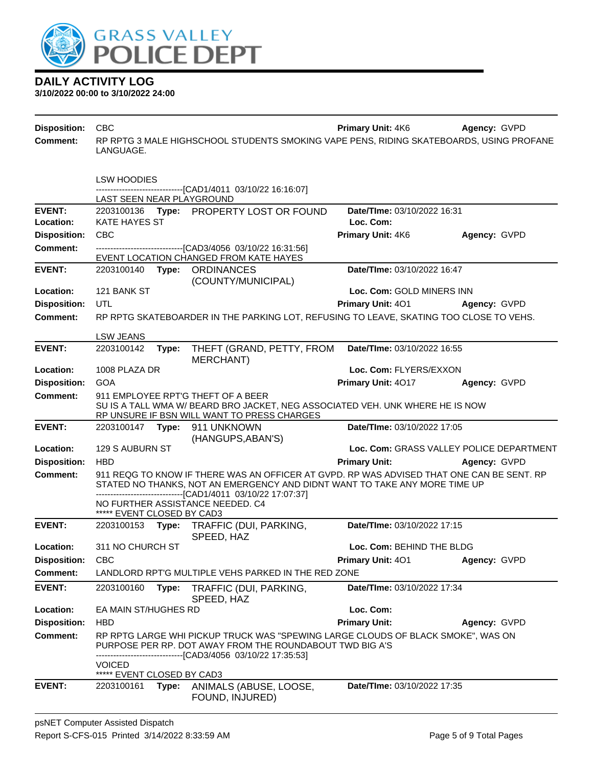# GRASS VALLEY POLICE DEPT

## DAILY ACTIVITY LOG

**3/10/2022 00:00 to 3/10/2022 24:00**

**Disposition:** CBC **Primary Unit:** 4K6 **Agency:** GVPD

**Comment:** RP RPTG 3 MALE HIGHSCHOOL STUDENTS SMOKING VAPE PENS, RIDING SKATEBOARDS, USING PROFANE LANGUAGE.

LSW HOODIES

------------------------------[CAD1/4011 03/10/22 16:16:07]

LAST SEEN NEAR PLAYGROUND

---

**EVENT:** 2203100136 **Type:** PROPERTY LOST OR FOUND **Date/TIme:** 03/10/2022 16:31

**Location:** KATE HAYES ST **Loc. Com:**

**Disposition:** CBC **Primary Unit:** 4K6 **Agency:** GVPD

**Comment:** ------------------------------[CAD3/4056 03/10/22 16:31:56]

EVENT LOCATION CHANGED FROM KATE HAYES

---

**EVENT:** 2203100140 **Type:** ORDINANCES (COUNTY/MUNICIPAL) **Date/TIme:** 03/10/2022 16:47

**Location:** 121 BANK ST **Loc. Com:** GOLD MINERS INN

**Disposition:** UTL **Primary Unit:** 4O1 **Agency:** GVPD

**Comment:** RP RPTG SKATEBOARDER IN THE PARKING LOT, REFUSING TO LEAVE, SKATING TOO CLOSE TO VEHS.

LSW JEANS

---

**EVENT:** 2203100142 **Type:** THEFT (GRAND, PETTY, FROM MERCHANT) **Date/TIme:** 03/10/2022 16:55

**Location:** 1008 PLAZA DR **Loc. Com:** FLYERS/EXXON

**Disposition:** GOA **Primary Unit:** 4O17 **Agency:** GVPD

**Comment:** 911 EMPLOYEE RPT'G THEFT OF A BEER

SU IS A TALL WMA W/ BEARD BRO JACKET, NEG ASSOCIATED VEH. UNK WHERE HE IS NOW

RP UNSURE IF BSN WILL WANT TO PRESS CHARGES

---

**EVENT:** 2203100147 **Type:** 911 UNKNOWN (HANGUPS,ABAN'S) **Date/TIme:** 03/10/2022 17:05

**Location:** 129 S AUBURN ST **Loc. Com:** GRASS VALLEY POLICE DEPARTMENT

**Disposition:** HBD **Primary Unit:** **Agency:** GVPD

**Comment:** 911 REQG TO KNOW IF THERE WAS AN OFFICER AT GVPD. RP WAS ADVISED THAT ONE CAN BE SENT. RP STATED NO THANKS, NOT AN EMERGENCY AND DIDNT WANT TO TAKE ANY MORE TIME UP

------------------------------[CAD1/4011 03/10/22 17:07:37]

NO FURTHER ASSISTANCE NEEDED. C4

***** EVENT CLOSED BY CAD3

---

**EVENT:** 2203100153 **Type:** TRAFFIC (DUI, PARKING, SPEED, HAZ **Date/TIme:** 03/10/2022 17:15

**Location:** 311 NO CHURCH ST **Loc. Com:** BEHIND THE BLDG

**Disposition:** CBC **Primary Unit:** 4O1 **Agency:** GVPD

**Comment:** LANDLORD RPT'G MULTIPLE VEHS PARKED IN THE RED ZONE

---

**EVENT:** 2203100160 **Type:** TRAFFIC (DUI, PARKING, SPEED, HAZ **Date/TIme:** 03/10/2022 17:34

**Location:** EA MAIN ST/HUGHES RD **Loc. Com:**

**Disposition:** HBD **Primary Unit:** **Agency:** GVPD

**Comment:** RP RPTG LARGE WHI PICKUP TRUCK WAS "SPEWING LARGE CLOUDS OF BLACK SMOKE", WAS ON PURPOSE PER RP. DOT AWAY FROM THE ROUNDABOUT TWD BIG A'S

------------------------------[CAD3/4056 03/10/22 17:35:53]

VOICED

***** EVENT CLOSED BY CAD3

---

**EVENT:** 2203100161 **Type:** ANIMALS (ABUSE, LOOSE, FOUND, INJURED) **Date/TIme:** 03/10/2022 17:35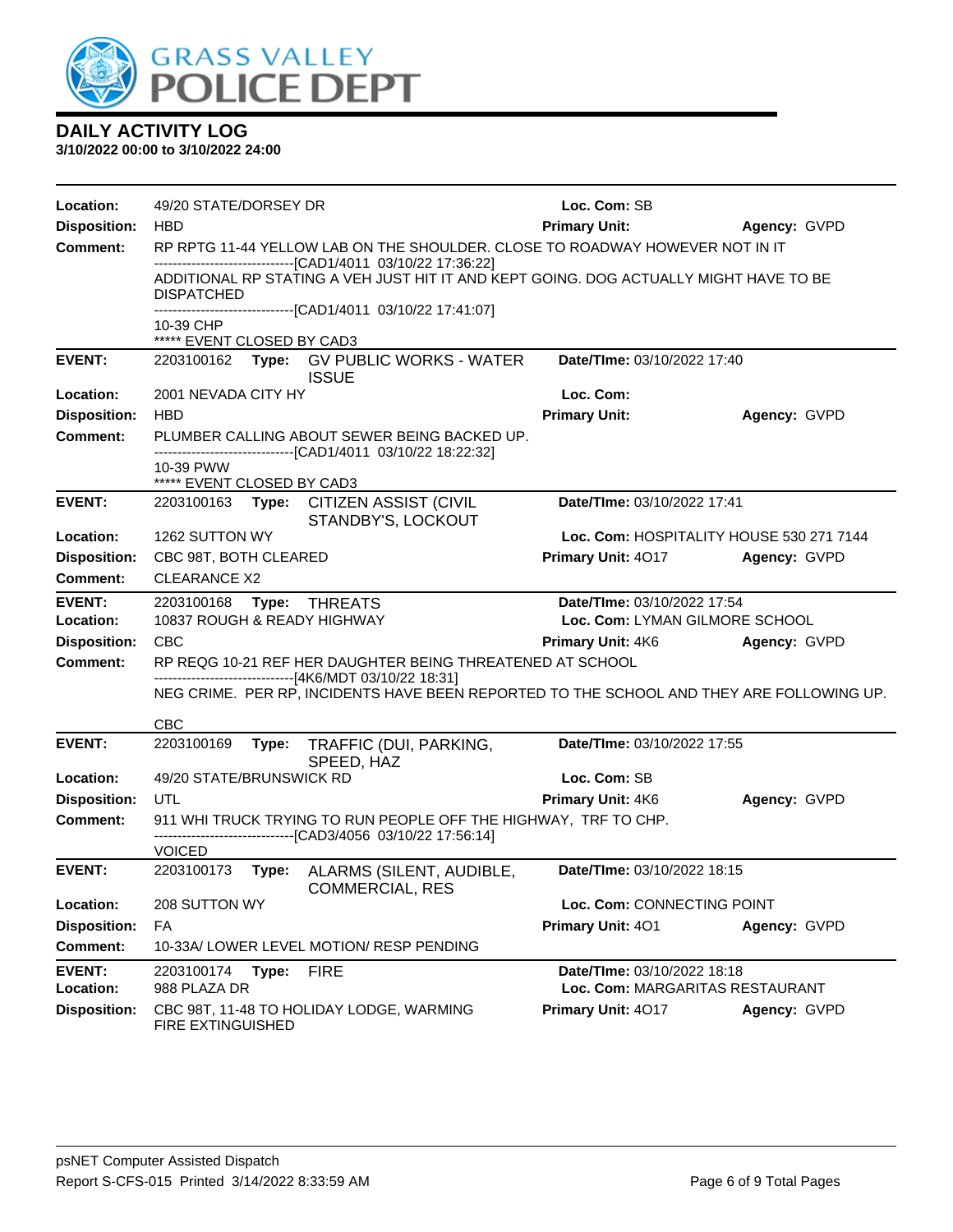## DAILY ACTIVITY LOG

**3/10/2022 00:00 to 3/10/2022 24:00**

**Location:** 49/20 STATE/DORSEY DR **Loc. Com:** SB
**Disposition:** HBD **Primary Unit:** **Agency:** GVPD
**Comment:** RP RPTG 11-44 YELLOW LAB ON THE SHOULDER. CLOSE TO ROADWAY HOWEVER NOT IN IT
------------------------------[CAD1/4011 03/10/22 17:36:22]
ADDITIONAL RP STATING A VEH JUST HIT IT AND KEPT GOING. DOG ACTUALLY MIGHT HAVE TO BE DISPATCHED
------------------------------[CAD1/4011 03/10/22 17:41:07]
10-39 CHP
***** EVENT CLOSED BY CAD3

---

**EVENT:** 2203100162 **Type:** GV PUBLIC WORKS - WATER ISSUE **Date/TIme:** 03/10/2022 17:40
**Location:** 2001 NEVADA CITY HY **Loc. Com:**
**Disposition:** HBD **Primary Unit:** **Agency:** GVPD
**Comment:** PLUMBER CALLING ABOUT SEWER BEING BACKED UP.
------------------------------[CAD1/4011 03/10/22 18:22:32]
10-39 PWW
***** EVENT CLOSED BY CAD3

---

**EVENT:** 2203100163 **Type:** CITIZEN ASSIST (CIVIL STANDBY'S, LOCKOUT **Date/TIme:** 03/10/2022 17:41
**Location:** 1262 SUTTON WY **Loc. Com:** HOSPITALITY HOUSE 530 271 7144
**Disposition:** CBC 98T, BOTH CLEARED **Primary Unit:** 4O17 **Agency:** GVPD
**Comment:** CLEARANCE X2

---

**EVENT:** 2203100168 **Type:** THREATS **Date/TIme:** 03/10/2022 17:54
**Location:** 10837 ROUGH & READY HIGHWAY **Loc. Com:** LYMAN GILMORE SCHOOL
**Disposition:** CBC **Primary Unit:** 4K6 **Agency:** GVPD
**Comment:** RP REQG 10-21 REF HER DAUGHTER BEING THREATENED AT SCHOOL
------------------------------[4K6/MDT 03/10/22 18:31]
NEG CRIME. PER RP, INCIDENTS HAVE BEEN REPORTED TO THE SCHOOL AND THEY ARE FOLLOWING UP.

CBC

---

**EVENT:** 2203100169 **Type:** TRAFFIC (DUI, PARKING, SPEED, HAZ **Date/TIme:** 03/10/2022 17:55
**Location:** 49/20 STATE/BRUNSWICK RD **Loc. Com:** SB
**Disposition:** UTL **Primary Unit:** 4K6 **Agency:** GVPD
**Comment:** 911 WHI TRUCK TRYING TO RUN PEOPLE OFF THE HIGHWAY, TRF TO CHP.
------------------------------[CAD3/4056 03/10/22 17:56:14]
VOICED

---

**EVENT:** 2203100173 **Type:** ALARMS (SILENT, AUDIBLE, COMMERCIAL, RES **Date/TIme:** 03/10/2022 18:15
**Location:** 208 SUTTON WY **Loc. Com:** CONNECTING POINT
**Disposition:** FA **Primary Unit:** 4O1 **Agency:** GVPD
**Comment:** 10-33A/ LOWER LEVEL MOTION/ RESP PENDING

---

**EVENT:** 2203100174 **Type:** FIRE **Date/TIme:** 03/10/2022 18:18
**Location:** 988 PLAZA DR **Loc. Com:** MARGARITAS RESTAURANT
**Disposition:** CBC 98T, 11-48 TO HOLIDAY LODGE, WARMING FIRE EXTINGUISHED **Primary Unit:** 4O17 **Agency:** GVPD

psNET Computer Assisted Dispatch
Report S-CFS-015 Printed 3/14/2022 8:33:59 AM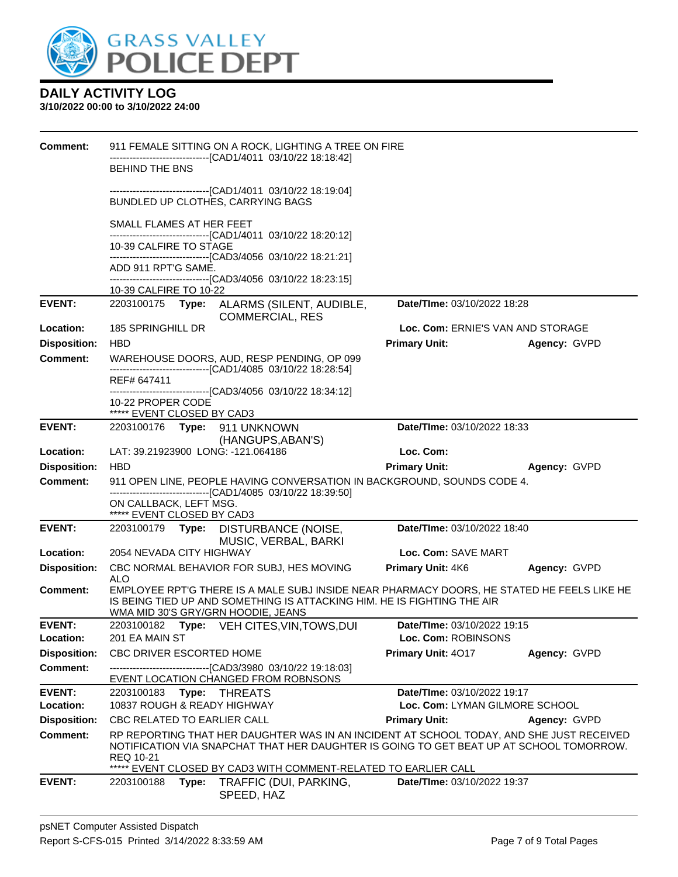# DAILY ACTIVITY LOG

**3/10/2022 00:00 to 3/10/2022 24:00**

**Comment:** 911 FEMALE SITTING ON A ROCK, LIGHTING A TREE ON FIRE
------------------------------[CAD1/4011 03/10/22 18:18:42]
BEHIND THE BNS

------------------------------[CAD1/4011 03/10/22 18:19:04]
BUNDLED UP CLOTHES, CARRYING BAGS

SMALL FLAMES AT HER FEET
------------------------------[CAD1/4011 03/10/22 18:20:12]
10-39 CALFIRE TO STAGE
------------------------------[CAD3/4056 03/10/22 18:21:21]
ADD 911 RPT'G SAME.
------------------------------[CAD3/4056 03/10/22 18:23:15]
10-39 CALFIRE TO 10-22

---

**EVENT:** 2203100175 **Type:** ALARMS (SILENT, AUDIBLE, COMMERCIAL, RES | **Date/TIme:** 03/10/2022 18:28
**Location:** 185 SPRINGHILL DR | **Loc. Com:** ERNIE'S VAN AND STORAGE
**Disposition:** HBD | **Primary Unit:** | **Agency:** GVPD
**Comment:** WAREHOUSE DOORS, AUD, RESP PENDING, OP 099
------------------------------[CAD1/4085 03/10/22 18:28:54]
REF# 647411
------------------------------[CAD3/4056 03/10/22 18:34:12]
10-22 PROPER CODE
***** EVENT CLOSED BY CAD3

---

**EVENT:** 2203100176 **Type:** 911 UNKNOWN (HANGUPS,ABAN'S) | **Date/TIme:** 03/10/2022 18:33
**Location:** LAT: 39.21923900 LONG: -121.064186 | **Loc. Com:**
**Disposition:** HBD | **Primary Unit:** | **Agency:** GVPD
**Comment:** 911 OPEN LINE, PEOPLE HAVING CONVERSATION IN BACKGROUND, SOUNDS CODE 4.
------------------------------[CAD1/4085 03/10/22 18:39:50]
ON CALLBACK, LEFT MSG.
***** EVENT CLOSED BY CAD3

---

**EVENT:** 2203100179 **Type:** DISTURBANCE (NOISE, MUSIC, VERBAL, BARKI | **Date/TIme:** 03/10/2022 18:40
**Location:** 2054 NEVADA CITY HIGHWAY | **Loc. Com:** SAVE MART
**Disposition:** CBC NORMAL BEHAVIOR FOR SUBJ, HES MOVING ALO | **Primary Unit:** 4K6 | **Agency:** GVPD
**Comment:** EMPLOYEE RPT'G THERE IS A MALE SUBJ INSIDE NEAR PHARMACY DOORS, HE STATED HE FEELS LIKE HE IS BEING TIED UP AND SOMETHING IS ATTACKING HIM. HE IS FIGHTING THE AIR
WMA MID 30'S GRY/GRN HOODIE, JEANS

---

**EVENT:** 2203100182 **Type:** VEH CITES,VIN,TOWS,DUI | **Date/TIme:** 03/10/2022 19:15
**Location:** 201 EA MAIN ST | **Loc. Com:** ROBINSONS
**Disposition:** CBC DRIVER ESCORTED HOME | **Primary Unit:** 4O17 | **Agency:** GVPD
**Comment:** ------------------------------[CAD3/3980 03/10/22 19:18:03]
EVENT LOCATION CHANGED FROM ROBNSONS

---

**EVENT:** 2203100183 **Type:** THREATS | **Date/TIme:** 03/10/2022 19:17
**Location:** 10837 ROUGH & READY HIGHWAY | **Loc. Com:** LYMAN GILMORE SCHOOL
**Disposition:** CBC RELATED TO EARLIER CALL | **Primary Unit:** | **Agency:** GVPD
**Comment:** RP REPORTING THAT HER DAUGHTER WAS IN AN INCIDENT AT SCHOOL TODAY, AND SHE JUST RECEIVED NOTIFICATION VIA SNAPCHAT THAT HER DAUGHTER IS GOING TO GET BEAT UP AT SCHOOL TOMORROW.
REQ 10-21
***** EVENT CLOSED BY CAD3 WITH COMMENT-RELATED TO EARLIER CALL

---

**EVENT:** 2203100188 **Type:** TRAFFIC (DUI, PARKING, SPEED, HAZ | **Date/TIme:** 03/10/2022 19:37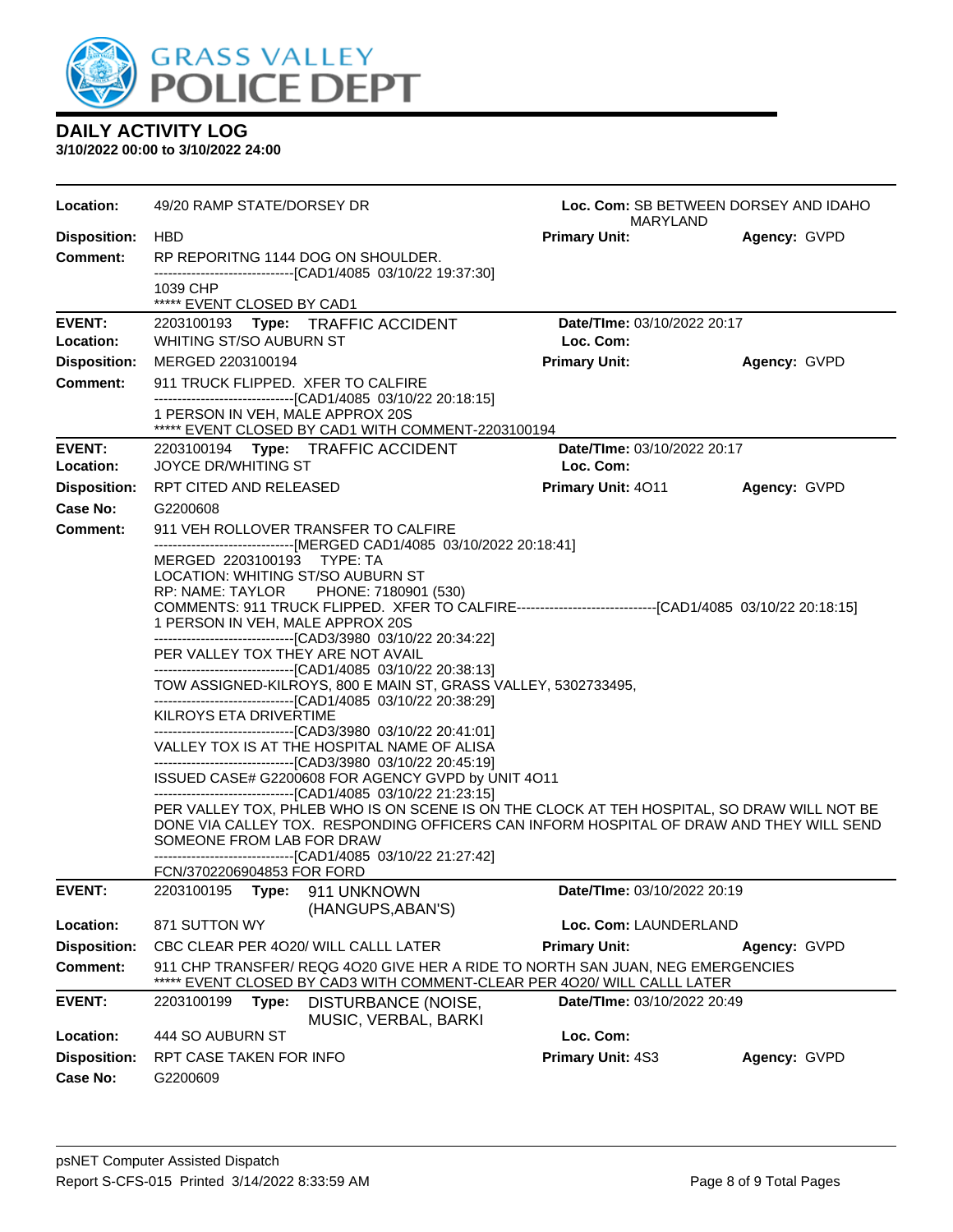# DAILY ACTIVITY LOG

**3/10/2022 00:00 to 3/10/2022 24:00**

**Location:** 49/20 RAMP STATE/DORSEY DR  **Loc. Com:** SB BETWEEN DORSEY AND IDAHO MARYLAND
**Disposition:** HBD  **Primary Unit:**  **Agency:** GVPD
**Comment:** RP REPORITNG 1144 DOG ON SHOULDER.
------------------------------[CAD1/4085 03/10/22 19:37:30]
1039 CHP
***** EVENT CLOSED BY CAD1

---

**EVENT:** 2203100193 **Type:** TRAFFIC ACCIDENT  **Date/TIme:** 03/10/2022 20:17
**Location:** WHITING ST/SO AUBURN ST  **Loc. Com:**
**Disposition:** MERGED 2203100194  **Primary Unit:**  **Agency:** GVPD
**Comment:** 911 TRUCK FLIPPED. XFER TO CALFIRE
------------------------------[CAD1/4085 03/10/22 20:18:15]
1 PERSON IN VEH, MALE APPROX 20S
***** EVENT CLOSED BY CAD1 WITH COMMENT-2203100194

---

**EVENT:** 2203100194 **Type:** TRAFFIC ACCIDENT  **Date/TIme:** 03/10/2022 20:17
**Location:** JOYCE DR/WHITING ST  **Loc. Com:**
**Disposition:** RPT CITED AND RELEASED  **Primary Unit:** 4O11  **Agency:** GVPD
**Case No:** G2200608
**Comment:** 911 VEH ROLLOVER TRANSFER TO CALFIRE
------------------------------[MERGED CAD1/4085 03/10/2022 20:18:41]
MERGED 2203100193 TYPE: TA
LOCATION: WHITING ST/SO AUBURN ST
RP: NAME: TAYLOR PHONE: 7180901 (530)
COMMENTS: 911 TRUCK FLIPPED. XFER TO CALFIRE------------------------------[CAD1/4085 03/10/22 20:18:15]
1 PERSON IN VEH, MALE APPROX 20S
------------------------------[CAD3/3980 03/10/22 20:34:22]
PER VALLEY TOX THEY ARE NOT AVAIL
------------------------------[CAD1/4085 03/10/22 20:38:13]
TOW ASSIGNED-KILROYS, 800 E MAIN ST, GRASS VALLEY, 5302733495,
------------------------------[CAD1/4085 03/10/22 20:38:29]
KILROYS ETA DRIVERTIME
------------------------------[CAD3/3980 03/10/22 20:41:01]
VALLEY TOX IS AT THE HOSPITAL NAME OF ALISA
------------------------------[CAD3/3980 03/10/22 20:45:19]
ISSUED CASE# G2200608 FOR AGENCY GVPD by UNIT 4O11
------------------------------[CAD1/4085 03/10/22 21:23:15]
PER VALLEY TOX, PHLEB WHO IS ON SCENE IS ON THE CLOCK AT TEH HOSPITAL, SO DRAW WILL NOT BE DONE VIA CALLEY TOX. RESPONDING OFFICERS CAN INFORM HOSPITAL OF DRAW AND THEY WILL SEND SOMEONE FROM LAB FOR DRAW
------------------------------[CAD1/4085 03/10/22 21:27:42]
FCN/3702206904853 FOR FORD

---

**EVENT:** 2203100195 **Type:** 911 UNKNOWN (HANGUPS,ABAN'S)  **Date/TIme:** 03/10/2022 20:19
**Location:** 871 SUTTON WY  **Loc. Com:** LAUNDERLAND
**Disposition:** CBC CLEAR PER 4O20/ WILL CALLL LATER  **Primary Unit:**  **Agency:** GVPD
**Comment:** 911 CHP TRANSFER/ REQG 4O20 GIVE HER A RIDE TO NORTH SAN JUAN, NEG EMERGENCIES
***** EVENT CLOSED BY CAD3 WITH COMMENT-CLEAR PER 4O20/ WILL CALLL LATER

---

**EVENT:** 2203100199 **Type:** DISTURBANCE (NOISE, MUSIC, VERBAL, BARKI  **Date/TIme:** 03/10/2022 20:49
**Location:** 444 SO AUBURN ST  **Loc. Com:**
**Disposition:** RPT CASE TAKEN FOR INFO  **Primary Unit:** 4S3  **Agency:** GVPD
**Case No:** G2200609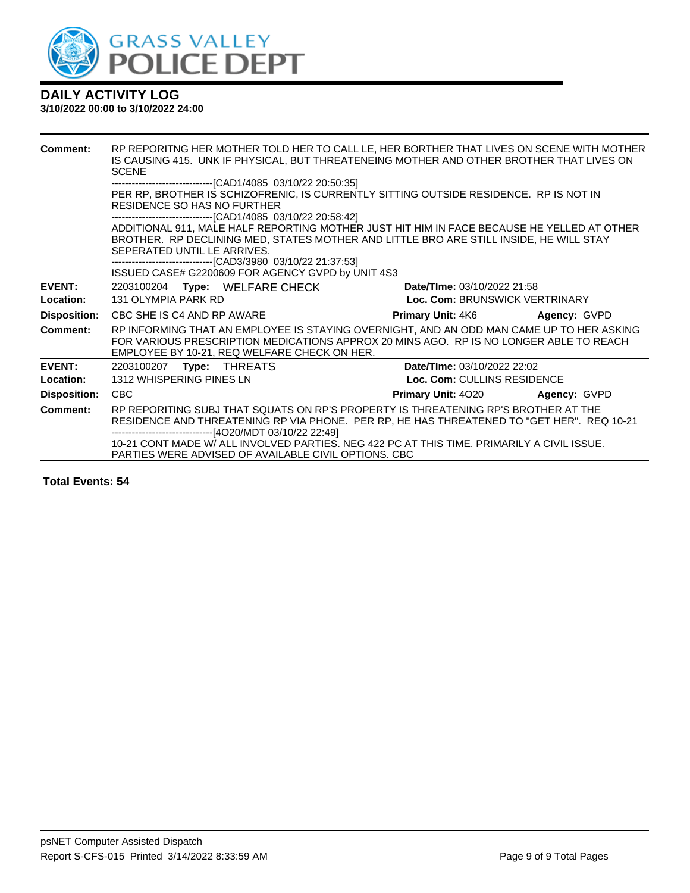# GRASS VALLEY POLICE DEPT

## DAILY ACTIVITY LOG

**3/10/2022 00:00 to 3/10/2022 24:00**

**Comment:** RP REPORITNG HER MOTHER TOLD HER TO CALL LE, HER BORTHER THAT LIVES ON SCENE WITH MOTHER IS CAUSING 415. UNK IF PHYSICAL, BUT THREATENEING MOTHER AND OTHER BROTHER THAT LIVES ON SCENE
------------------------------[CAD1/4085 03/10/22 20:50:35]
PER RP, BROTHER IS SCHIZOFRENIC, IS CURRENTLY SITTING OUTSIDE RESIDENCE. RP IS NOT IN RESIDENCE SO HAS NO FURTHER
------------------------------[CAD1/4085 03/10/22 20:58:42]
ADDITIONAL 911, MALE HALF REPORTING MOTHER JUST HIT HIM IN FACE BECAUSE HE YELLED AT OTHER BROTHER. RP DECLINING MED, STATES MOTHER AND LITTLE BRO ARE STILL INSIDE, HE WILL STAY SEPERATED UNTIL LE ARRIVES.
------------------------------[CAD3/3980 03/10/22 21:37:53]
ISSUED CASE# G2200609 FOR AGENCY GVPD by UNIT 4S3

---

**EVENT:** 2203100204 **Type:** WELFARE CHECK **Date/TIme:** 03/10/2022 21:58
**Location:** 131 OLYMPIA PARK RD **Loc. Com:** BRUNSWICK VERTRINARY
**Disposition:** CBC SHE IS C4 AND RP AWARE **Primary Unit:** 4K6 **Agency:** GVPD
**Comment:** RP INFORMING THAT AN EMPLOYEE IS STAYING OVERNIGHT, AND AN ODD MAN CAME UP TO HER ASKING FOR VARIOUS PRESCRIPTION MEDICATIONS APPROX 20 MINS AGO. RP IS NO LONGER ABLE TO REACH EMPLOYEE BY 10-21, REQ WELFARE CHECK ON HER.

---

**EVENT:** 2203100207 **Type:** THREATS **Date/TIme:** 03/10/2022 22:02
**Location:** 1312 WHISPERING PINES LN **Loc. Com:** CULLINS RESIDENCE
**Disposition:** CBC **Primary Unit:** 4O20 **Agency:** GVPD
**Comment:** RP REPORITING SUBJ THAT SQUATS ON RP'S PROPERTY IS THREATENING RP'S BROTHER AT THE RESIDENCE AND THREATENING RP VIA PHONE. PER RP, HE HAS THREATENED TO "GET HER". REQ 10-21
------------------------------[4O20/MDT 03/10/22 22:49]
10-21 CONT MADE W/ ALL INVOLVED PARTIES. NEG 422 PC AT THIS TIME. PRIMARILY A CIVIL ISSUE. PARTIES WERE ADVISED OF AVAILABLE CIVIL OPTIONS. CBC

---

**Total Events: 54**